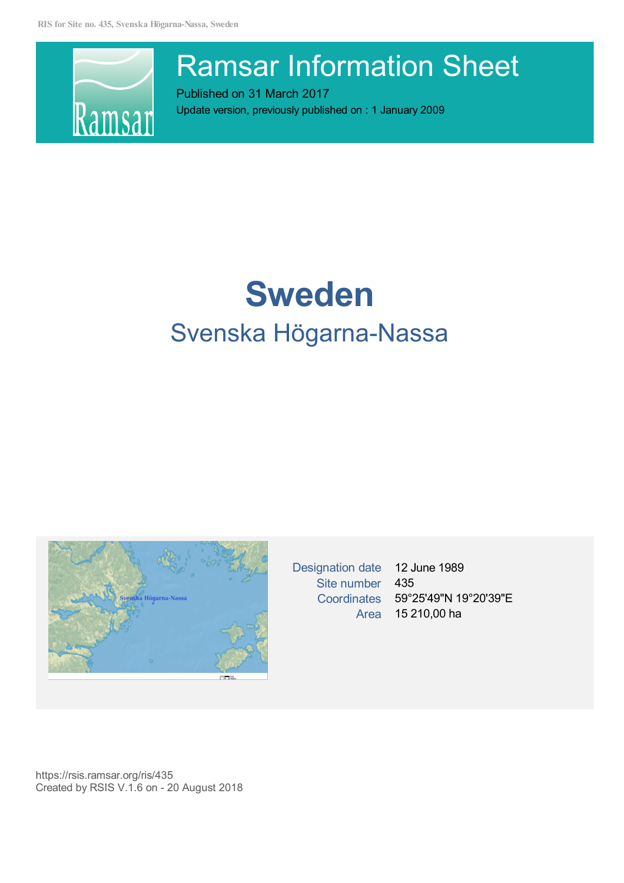# Ramsar Information Sheet

Published on 31 March 2017

Update version, previously published on : 1 January 2009

# Sweden

## Svenska Högarna-Nassa

| | |
|---|---|
| Designation date | 12 June 1989 |
| Site number | 435 |
| Coordinates | 59°25'49"N 19°20'39"E |
| Area | 15 210,00 ha |

https://rsis.ramsar.org/ris/435

Created by RSIS V.1.6 on - 20 August 2018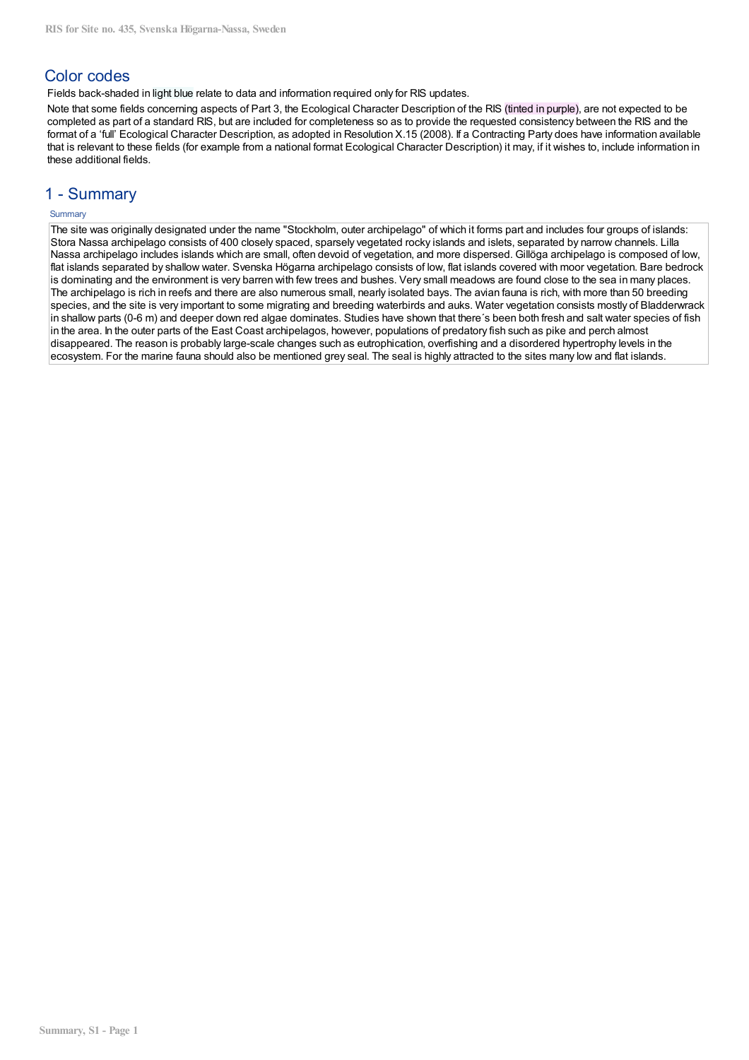## Color codes

Fields back-shaded in light blue relate to data and information required only for RIS updates.

Note that some fields concerning aspects of Part 3, the Ecological Character Description of the RIS (tinted in purple), are not expected to be completed as part of a standard RIS, but are included for completeness so as to provide the requested consistency between the RIS and the format of a 'full' Ecological Character Description, as adopted in Resolution X.15 (2008). If a Contracting Party does have information available that is relevant to these fields (for example from a national format Ecological Character Description) it may, if it wishes to, include information in these additional fields.

## 1 - Summary

Summary

The site was originally designated under the name "Stockholm, outer archipelago" of which it forms part and includes four groups of islands: Stora Nassa archipelago consists of 400 closely spaced, sparsely vegetated rocky islands and islets, separated by narrow channels. Lilla Nassa archipelago includes islands which are small, often devoid of vegetation, and more dispersed. Gillöga archipelago is composed of low, flat islands separated by shallow water. Svenska Högarna archipelago consists of low, flat islands covered with moor vegetation. Bare bedrock is dominating and the environment is very barren with few trees and bushes. Very small meadows are found close to the sea in many places. The archipelago is rich in reefs and there are also numerous small, nearly isolated bays. The avian fauna is rich, with more than 50 breeding species, and the site is very important to some migrating and breeding waterbirds and auks. Water vegetation consists mostly of Bladderwrack in shallow parts (0-6 m) and deeper down red algae dominates. Studies have shown that there´s been both fresh and salt water species of fish in the area. In the outer parts of the East Coast archipelagos, however, populations of predatory fish such as pike and perch almost disappeared. The reason is probably large-scale changes such as eutrophication, overfishing and a disordered hypertrophy levels in the ecosystem. For the marine fauna should also be mentioned grey seal. The seal is highly attracted to the sites many low and flat islands.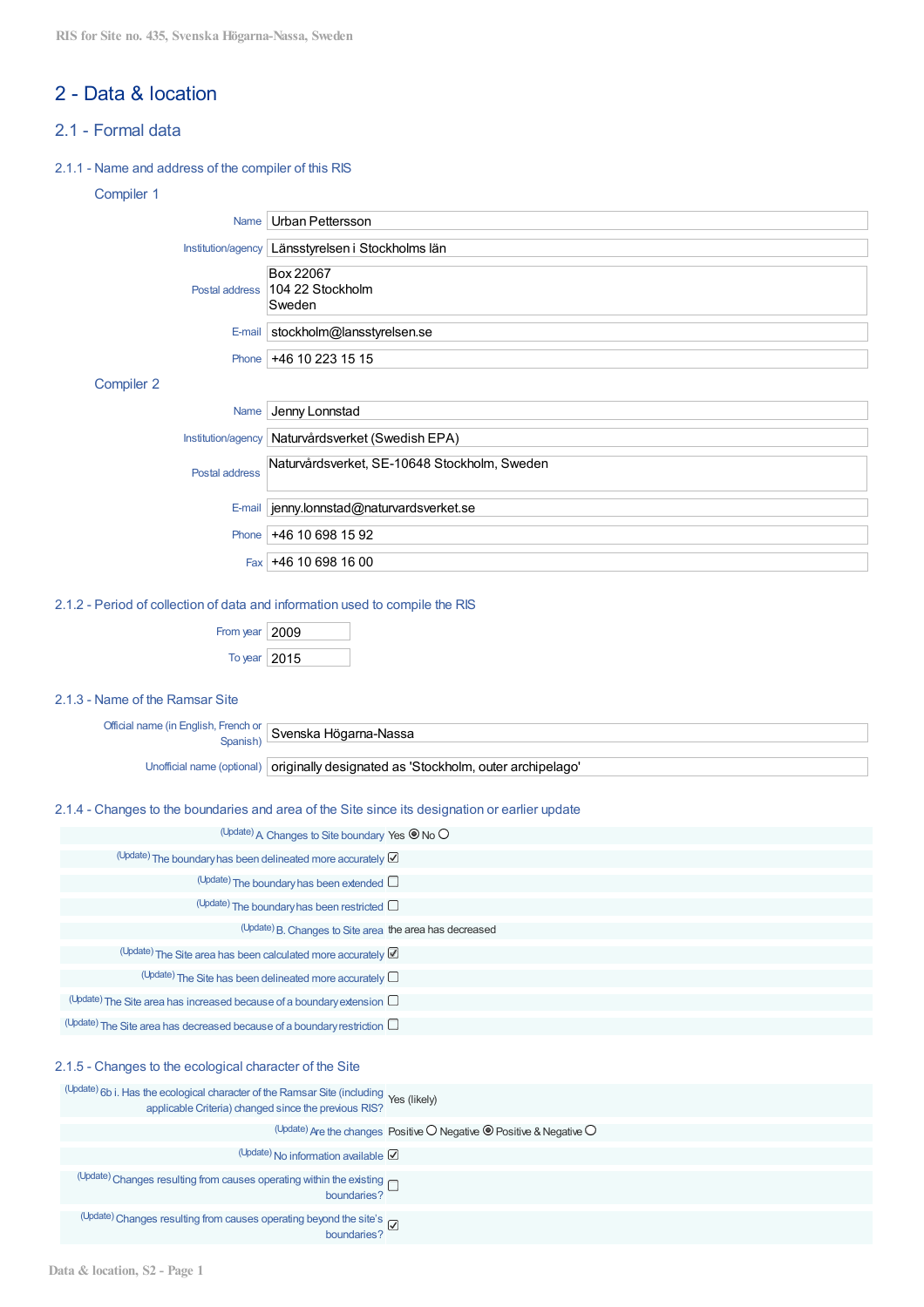# 2 - Data & location

## 2.1 - Formal data

### 2.1.1 - Name and address of the compiler of this RIS

#### Compiler 1

| | |
|---|---|
| Name | Urban Pettersson |
| Institution/agency | Länsstyrelsen i Stockholms län |
| Postal address | Box 22067<br>104 22 Stockholm<br>Sweden |
| E-mail | stockholm@lansstyrelsen.se |
| Phone | +46 10 223 15 15 |

#### Compiler 2

| | |
|---|---|
| Name | Jenny Lonnstad |
| Institution/agency | Naturvårdsverket (Swedish EPA) |
| Postal address | Naturvårdsverket, SE-10648 Stockholm, Sweden |
| E-mail | jenny.lonnstad@naturvardsverket.se |
| Phone | +46 10 698 15 92 |
| Fax | +46 10 698 16 00 |

### 2.1.2 - Period of collection of data and information used to compile the RIS

| | |
|---|---|
| From year | 2009 |
| To year | 2015 |

### 2.1.3 - Name of the Ramsar Site

| | |
|---|---|
| Official name (in English, French or Spanish) | Svenska Högarna-Nassa |
| Unofficial name (optional) | originally designated as 'Stockholm, outer archipelago' |

### 2.1.4 - Changes to the boundaries and area of the Site since its designation or earlier update

| | |
|---|---|
| (Update) A. Changes to Site boundary | Yes ◉ No ○ |
| (Update) The boundary has been delineated more accurately | ☑ |
| (Update) The boundary has been extended | ☐ |
| (Update) The boundary has been restricted | ☐ |
| (Update) B. Changes to Site area | the area has decreased |
| (Update) The Site area has been calculated more accurately | ☑ |
| (Update) The Site has been delineated more accurately | ☐ |
| (Update) The Site area has increased because of a boundary extension | ☐ |
| (Update) The Site area has decreased because of a boundary restriction | ☐ |

### 2.1.5 - Changes to the ecological character of the Site

| | |
|---|---|
| (Update) 6b i. Has the ecological character of the Ramsar Site (including applicable Criteria) changed since the previous RIS? | Yes (likely) |
| (Update) Are the changes | Positive ○ Negative ◉ Positive & Negative ○ |
| (Update) No information available | ☑ |
| (Update) Changes resulting from causes operating within the existing boundaries? | ☐ |
| (Update) Changes resulting from causes operating beyond the site's boundaries? | ☑ |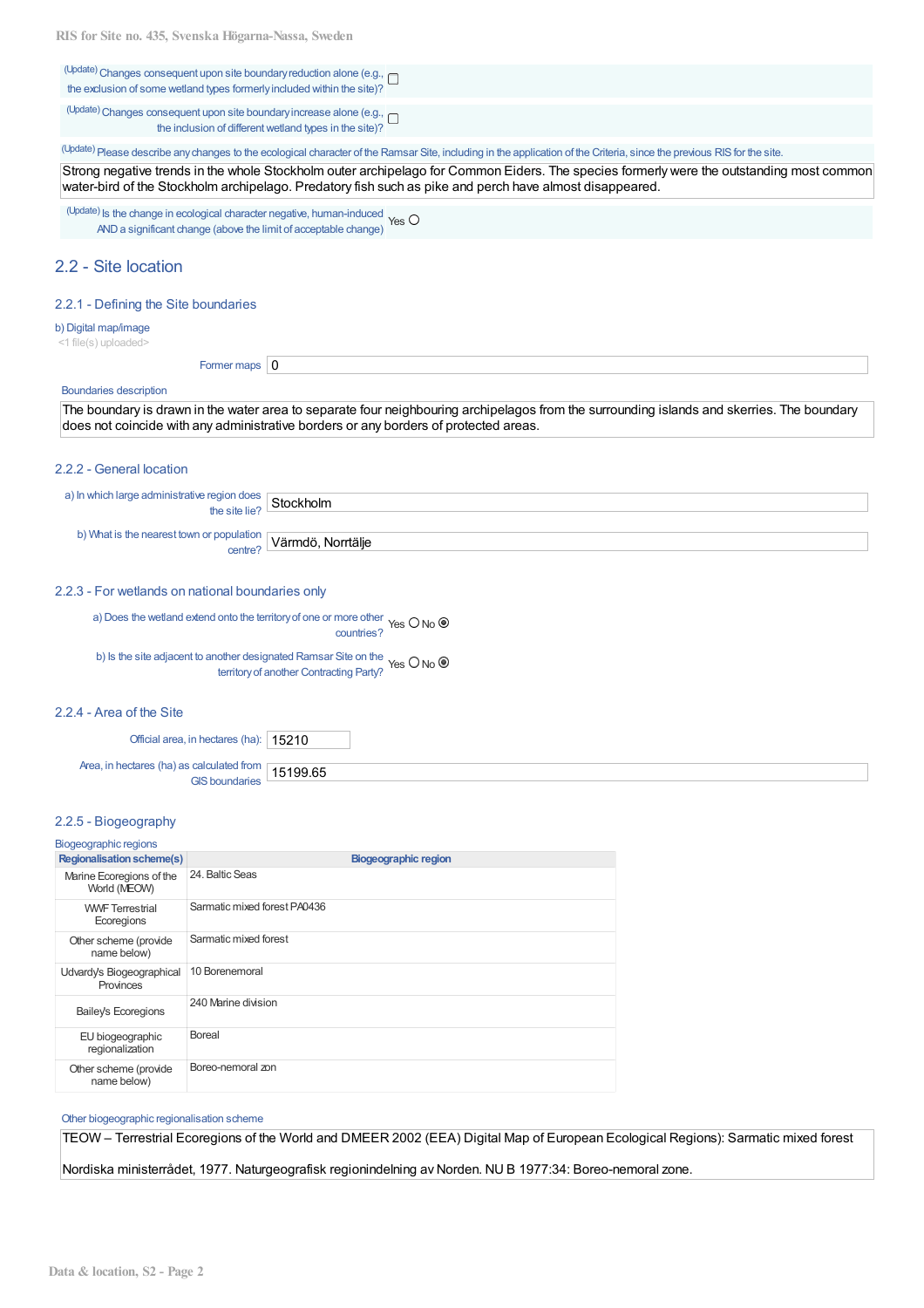(Update) Changes consequent upon site boundary reduction alone (e.g., the exclusion of some wetland types formerly included within the site)? ☐

(Update) Changes consequent upon site boundary increase alone (e.g., the inclusion of different wetland types in the site)? ☐

(Update) Please describe any changes to the ecological character of the Ramsar Site, including in the application of the Criteria, since the previous RIS for the site.

Strong negative trends in the whole Stockholm outer archipelago for Common Eiders. The species formerly were the outstanding most common water-bird of the Stockholm archipelago. Predatory fish such as pike and perch have almost disappeared.

(Update) Is the change in ecological character negative, human-induced AND a significant change (above the limit of acceptable change) Yes ○

## 2.2 - Site location

### 2.2.1 - Defining the Site boundaries

b) Digital map/image

<1 file(s) uploaded>

Former maps: 0

Boundaries description

The boundary is drawn in the water area to separate four neighbouring archipelagos from the surrounding islands and skerries. The boundary does not coincide with any administrative borders or any borders of protected areas.

### 2.2.2 - General location

a) In which large administrative region does the site lie? Stockholm

b) What is the nearest town or population centre? Värmdö, Norrtälje

### 2.2.3 - For wetlands on national boundaries only

a) Does the wetland extend onto the territory of one or more other countries? Yes ○ No ◉

b) Is the site adjacent to another designated Ramsar Site on the territory of another Contracting Party? Yes ○ No ◉

### 2.2.4 - Area of the Site

Official area, in hectares (ha): 15210

Area, in hectares (ha) as calculated from GIS boundaries: 15199.65

### 2.2.5 - Biogeography

Biogeographic regions

| Regionalisation scheme(s) | Biogeographic region |
| --- | --- |
| Marine Ecoregions of the World (MEOW) | 24. Baltic Seas |
| WWF Terrestrial Ecoregions | Sarmatic mixed forest PA0436 |
| Other scheme (provide name below) | Sarmatic mixed forest |
| Udvardy's Biogeographical Provinces | 10 Borenemoral |
| Bailey's Ecoregions | 240 Marine division |
| EU biogeographic regionalization | Boreal |
| Other scheme (provide name below) | Boreo-nemoral zon |

Other biogeographic regionalisation scheme

TEOW – Terrestrial Ecoregions of the World and DMEER 2002 (EEA) Digital Map of European Ecological Regions): Sarmatic mixed forest

Nordiska ministerrådet, 1977. Naturgeografisk regionindelning av Norden. NU B 1977:34: Boreo-nemoral zone.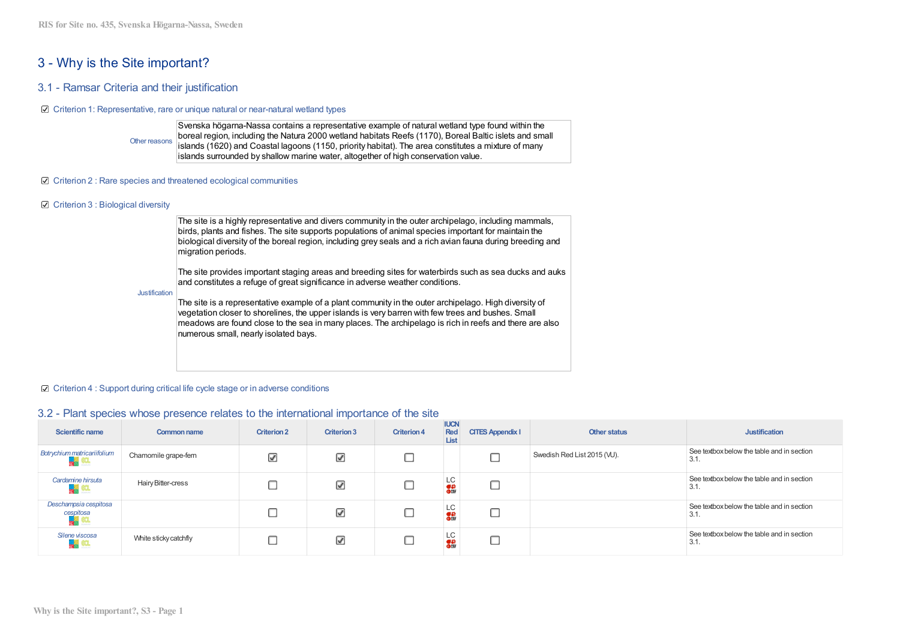# 3 - Why is the Site important?

## 3.1 - Ramsar Criteria and their justification

☑ Criterion 1: Representative, rare or unique natural or near-natural wetland types

Other reasons: Svenska högarna-Nassa contains a representative example of natural wetland type found within the boreal region, including the Natura 2000 wetland habitats Reefs (1170), Boreal Baltic islets and small islands (1620) and Coastal lagoons (1150, priority habitat). The area constitutes a mixture of many islands surrounded by shallow marine water, altogether of high conservation value.

☑ Criterion 2 : Rare species and threatened ecological communities

☑ Criterion 3 : Biological diversity

Justification:

The site is a highly representative and divers community in the outer archipelago, including mammals, birds, plants and fishes. The site supports populations of animal species important for maintain the biological diversity of the boreal region, including grey seals and a rich avian fauna during breeding and migration periods.

The site provides important staging areas and breeding sites for waterbirds such as sea ducks and auks and constitutes a refuge of great significance in adverse weather conditions.

The site is a representative example of a plant community in the outer archipelago. High diversity of vegetation closer to shorelines, the upper islands is very barren with few trees and bushes. Small meadows are found close to the sea in many places. The archipelago is rich in reefs and there are also numerous small, nearly isolated bays.

☑ Criterion 4 : Support during critical life cycle stage or in adverse conditions

## 3.2 - Plant species whose presence relates to the international importance of the site

| Scientific name | Common name | Criterion 2 | Criterion 3 | Criterion 4 | IUCN Red List | CITES Appendix I | Other status | Justification |
|---|---|---|---|---|---|---|---|---|
| *Botrychium matricariifolium* | Chamomile grape-fern | ☑ | ☑ | ☐ | | ☐ | Swedish Red List 2015 (VU). | See textbox below the table and in section 3.1. |
| *Cardamine hirsuta* | Hairy Bitter-cress | ☐ | ☑ | ☐ | LC | ☐ | | See textbox below the table and in section 3.1. |
| *Deschampsia cespitosa cespitosa* | | ☐ | ☑ | ☐ | LC | ☐ | | See textbox below the table and in section 3.1. |
| *Silene viscosa* | White sticky catchfly | ☐ | ☑ | ☐ | LC | ☐ | | See textbox below the table and in section 3.1. |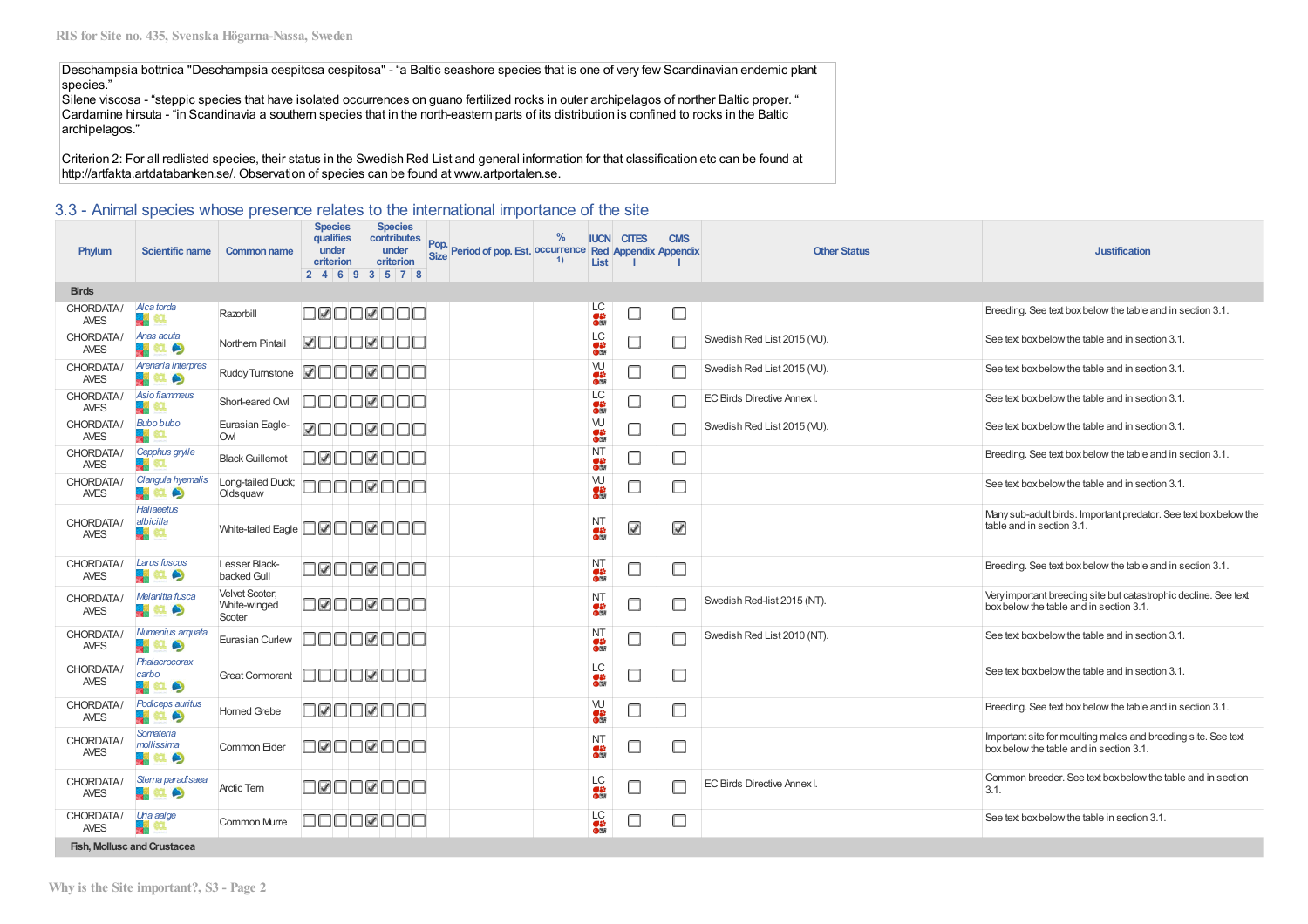Deschampsia bottnica "Deschampsia cespitosa cespitosa" - "a Baltic seashore species that is one of very few Scandinavian endemic plant species."
Silene viscosa - "steppic species that have isolated occurrences on guano fertilized rocks in outer archipelagos of norther Baltic proper. "
Cardamine hirsuta - "in Scandinavia a southern species that in the north-eastern parts of its distribution is confined to rocks in the Baltic archipelagos."

Criterion 2: For all redlisted species, their status in the Swedish Red List and general information for that classification etc can be found at http://artfakta.artdatabanken.se/. Observation of species can be found at www.artportalen.se.

## 3.3 - Animal species whose presence relates to the international importance of the site

| Phylum | Scientific name | Common name | Species qualifies under criterion 2 | 4 | 6 | 9 | Species contributes under criterion 3 | 5 | 7 | 8 | Pop. Size | Period of pop. Est. | % occurrence 1) | IUCN Red List | CITES Appendix I | CMS Appendix I | Other Status | Justification |
|---|---|---|---|---|---|---|---|---|---|---|---|---|---|---|---|---|---|---|
| **Birds** | | | | | | | | | | | | | | | | | | |
| CHORDATA/ AVES | *Alca torda* | Razorbill | ☐ | ☑ | ☐ | ☐ | ☑ | ☐ | ☐ | ☐ | | | | LC | ☐ | ☐ | | Breeding. See text box below the table and in section 3.1. |
| CHORDATA/ AVES | *Anas acuta* | Northern Pintail | ☑ | ☐ | ☐ | ☐ | ☑ | ☐ | ☐ | ☐ | | | | LC | ☐ | ☐ | Swedish Red List 2015 (VU). | See text box below the table and in section 3.1. |
| CHORDATA/ AVES | *Arenaria interpres* | Ruddy Turnstone | ☑ | ☐ | ☐ | ☐ | ☑ | ☐ | ☐ | ☐ | | | | VU | ☐ | ☐ | Swedish Red List 2015 (VU). | See text box below the table and in section 3.1. |
| CHORDATA/ AVES | *Asio flammeus* | Short-eared Owl | ☐ | ☐ | ☐ | ☐ | ☑ | ☐ | ☐ | ☐ | | | | LC | ☐ | ☐ | EC Birds Directive Annex I. | See text box below the table and in section 3.1. |
| CHORDATA/ AVES | *Bubo bubo* | Eurasian Eagle-Owl | ☑ | ☐ | ☐ | ☐ | ☑ | ☐ | ☐ | ☐ | | | | VU | ☐ | ☐ | Swedish Red List 2015 (VU). | See text box below the table and in section 3.1. |
| CHORDATA/ AVES | *Cepphus grylle* | Black Guillemot | ☐ | ☑ | ☐ | ☐ | ☑ | ☐ | ☐ | ☐ | | | | NT | ☐ | ☐ | | Breeding. See text box below the table and in section 3.1. |
| CHORDATA/ AVES | *Clangula hyemalis* | Long-tailed Duck; Oldsquaw | ☐ | ☐ | ☐ | ☐ | ☑ | ☐ | ☐ | ☐ | | | | VU | ☐ | ☐ | | See text box below the table and in section 3.1. |
| CHORDATA/ AVES | *Haliaeetus albicilla* | White-tailed Eagle | ☐ | ☑ | ☐ | ☐ | ☑ | ☐ | ☐ | ☐ | | | | NT | ☑ | ☑ | | Many sub-adult birds. Important predator. See text box below the table and in section 3.1. |
| CHORDATA/ AVES | *Larus fuscus* | Lesser Black-backed Gull | ☐ | ☑ | ☐ | ☐ | ☑ | ☐ | ☐ | ☐ | | | | NT | ☐ | ☐ | | Breeding. See text box below the table and in section 3.1. |
| CHORDATA/ AVES | *Melanitta fusca* | Velvet Scoter; White-winged Scoter | ☐ | ☑ | ☐ | ☐ | ☑ | ☐ | ☐ | ☐ | | | | NT | ☐ | ☐ | Swedish Red-list 2015 (NT). | Very important breeding site but catastrophic decline. See text box below the table and in section 3.1. |
| CHORDATA/ AVES | *Numenius arquata* | Eurasian Curlew | ☐ | ☐ | ☐ | ☐ | ☑ | ☐ | ☐ | ☐ | | | | NT | ☐ | ☐ | Swedish Red List 2010 (NT). | See text box below the table and in section 3.1. |
| CHORDATA/ AVES | *Phalacrocorax carbo* | Great Cormorant | ☐ | ☐ | ☐ | ☐ | ☑ | ☐ | ☐ | ☐ | | | | LC | ☐ | ☐ | | See text box below the table and in section 3.1. |
| CHORDATA/ AVES | *Podiceps auritus* | Horned Grebe | ☐ | ☑ | ☐ | ☐ | ☑ | ☐ | ☐ | ☐ | | | | VU | ☐ | ☐ | | Breeding. See text box below the table and in section 3.1. |
| CHORDATA/ AVES | *Somateria mollissima* | Common Eider | ☐ | ☑ | ☐ | ☐ | ☑ | ☐ | ☐ | ☐ | | | | NT | ☐ | ☐ | | Important site for moulting males and breeding site. See text box below the table and in section 3.1. |
| CHORDATA/ AVES | *Sterna paradisaea* | Arctic Tern | ☐ | ☑ | ☐ | ☐ | ☑ | ☐ | ☐ | ☐ | | | | LC | ☐ | ☐ | EC Birds Directive Annex I. | Common breeder. See text box below the table and in section 3.1. |
| CHORDATA/ AVES | *Uria aalge* | Common Murre | ☐ | ☐ | ☐ | ☐ | ☑ | ☐ | ☐ | ☐ | | | | LC | ☐ | ☐ | | See text box below the table in section 3.1. |
| **Fish, Mollusc and Crustacea** | | | | | | | | | | | | | | | | | | |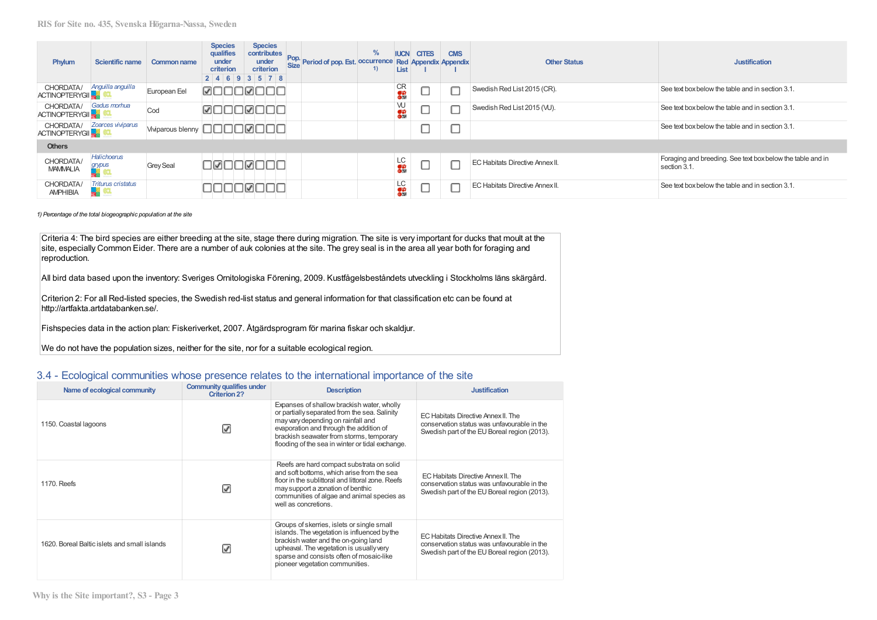| Phylum | Scientific name | Common name | Species qualifies under criterion | | | | Species contributes under criterion | | | | Pop. Size | Period of pop. Est. | % occurrence 1) | IUCN Red List | CITES Appendix I | CMS Appendix I | Other Status | Justification |
|---|---|---|---|---|---|---|---|---|---|---|---|---|---|---|---|---|---|---|
| | | | 2 | 4 | 6 | 9 | 3 | 5 | 7 | 8 | | | | | | | | |
| CHORDATA/ ACTINOPTERYGII | *Anguilla anguilla* | European Eel | ☑ | ☐ | ☐ | ☐ | ☑ | ☐ | ☐ | ☐ | | | | CR | ☐ | ☐ | Swedish Red List 2015 (CR). | See text box below the table and in section 3.1. |
| CHORDATA/ ACTINOPTERYGII | *Gadus morhua* | Cod | ☑ | ☐ | ☐ | ☐ | ☑ | ☐ | ☐ | ☐ | | | | VU | ☐ | ☐ | Swedish Red List 2015 (VU). | See text box below the table and in section 3.1. |
| CHORDATA/ ACTINOPTERYGII | *Zoarces viviparus* | Viviparous blenny | ☐ | ☐ | ☐ | ☐ | ☑ | ☐ | ☐ | ☐ | | | | | ☐ | ☐ | | See text box below the table and in section 3.1. |
| **Others** | | | | | | | | | | | | | | | | | | |
| CHORDATA/ MAMMALIA | *Halichoerus grypus* | Grey Seal | ☐ | ☑ | ☐ | ☐ | ☑ | ☐ | ☐ | ☐ | | | | LC | ☐ | ☐ | EC Habitats Directive Annex II. | Foraging and breeding. See text box below the table and in section 3.1. |
| CHORDATA/ AMPHIBIA | *Triturus cristatus* | | ☐ | ☐ | ☐ | ☐ | ☑ | ☐ | ☐ | ☐ | | | | LC | ☐ | ☐ | EC Habitats Directive Annex II. | See text box below the table and in section 3.1. |

*1) Percentage of the total biogeographic population at the site*

Criteria 4: The bird species are either breeding at the site, stage there during migration. The site is very important for ducks that moult at the site, especially Common Eider. There are a number of auk colonies at the site. The grey seal is in the area all year both for foraging and reproduction.

All bird data based upon the inventory: Sveriges Ornitologiska Förening, 2009. Kustfågelsbeståndets utveckling i Stockholms läns skärgård.

Criterion 2: For all Red-listed species, the Swedish red-list status and general information for that classification etc can be found at http://artfakta.artdatabanken.se/.

Fishspecies data in the action plan: Fiskeriverket, 2007. Åtgärdsprogram för marina fiskar och skaldjur.

We do not have the population sizes, neither for the site, nor for a suitable ecological region.

## 3.4 - Ecological communities whose presence relates to the international importance of the site

| Name of ecological community | Community qualifies under Criterion 2? | Description | Justification |
|---|---|---|---|
| 1150. Coastal lagoons | ☑ | Expanses of shallow brackish water, wholly or partially separated from the sea. Salinity may vary depending on rainfall and evaporation and through the addition of brackish seawater from storms, temporary flooding of the sea in winter or tidal exchange. | EC Habitats Directive Annex II. The conservation status was unfavourable in the Swedish part of the EU Boreal region (2013). |
| 1170. Reefs | ☑ | Reefs are hard compact substrata on solid and soft bottoms, which arise from the sea floor in the sublittoral and littoral zone. Reefs may support a zonation of benthic communities of algae and animal species as well as concretions. | EC Habitats Directive Annex II. The conservation status was unfavourable in the Swedish part of the EU Boreal region (2013). |
| 1620. Boreal Baltic islets and small islands | ☑ | Groups of skerries, islets or single small islands. The vegetation is influenced by the brackish water and the on-going land upheaval. The vegetation is usually very sparse and consists often of mosaic-like pioneer vegetation communities. | EC Habitats Directive Annex II. The conservation status was unfavourable in the Swedish part of the EU Boreal region (2013). |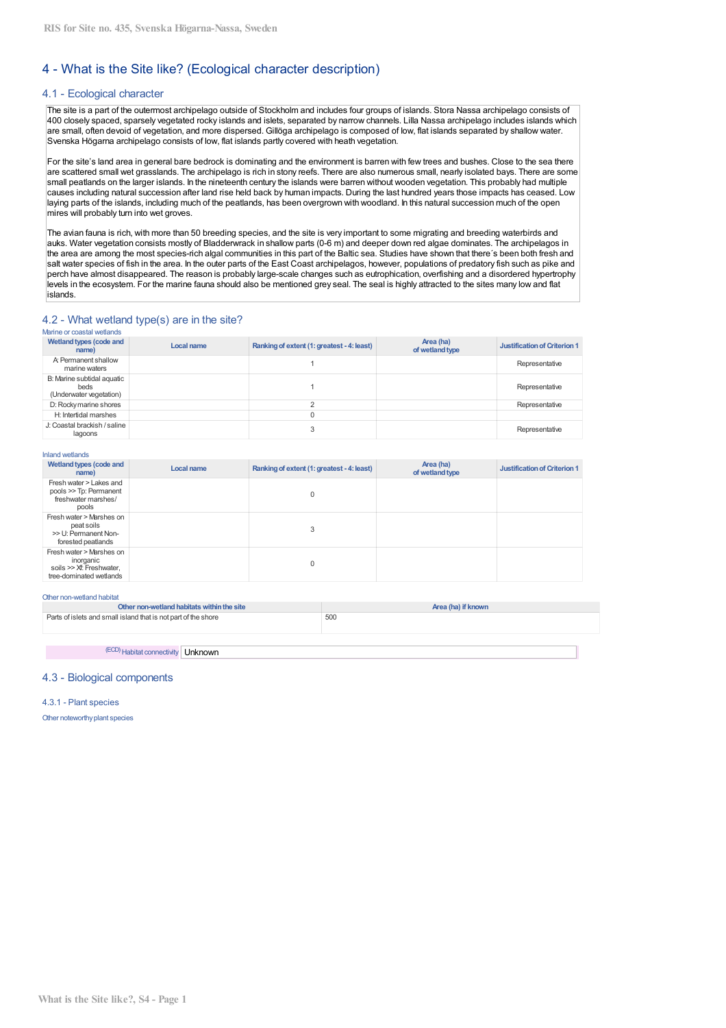## 4 - What is the Site like? (Ecological character description)

### 4.1 - Ecological character

The site is a part of the outermost archipelago outside of Stockholm and includes four groups of islands. Stora Nassa archipelago consists of 400 closely spaced, sparsely vegetated rocky islands and islets, separated by narrow channels. Lilla Nassa archipelago includes islands which are small, often devoid of vegetation, and more dispersed. Gillöga archipelago is composed of low, flat islands separated by shallow water. Svenska Högarna archipelago consists of low, flat islands partly covered with heath vegetation.

For the site's land area in general bare bedrock is dominating and the environment is barren with few trees and bushes. Close to the sea there are scattered small wet grasslands. The archipelago is rich in stony reefs. There are also numerous small, nearly isolated bays. There are some small peatlands on the larger islands. In the nineteenth century the islands were barren without wooden vegetation. This probably had multiple causes including natural succession after land rise held back by human impacts. During the last hundred years those impacts has ceased. Low laying parts of the islands, including much of the peatlands, has been overgrown with woodland. In this natural succession much of the open mires will probably turn into wet groves.

The avian fauna is rich, with more than 50 breeding species, and the site is very important to some migrating and breeding waterbirds and auks. Water vegetation consists mostly of Bladderwrack in shallow parts (0-6 m) and deeper down red algae dominates. The archipelagos in the area are among the most species-rich algal communities in this part of the Baltic sea. Studies have shown that there´s been both fresh and salt water species of fish in the area. In the outer parts of the East Coast archipelagos, however, populations of predatory fish such as pike and perch have almost disappeared. The reason is probably large-scale changes such as eutrophication, overfishing and a disordered hypertrophy levels in the ecosystem. For the marine fauna should also be mentioned grey seal. The seal is highly attracted to the sites many low and flat islands.

### 4.2 - What wetland type(s) are in the site?

Marine or coastal wetlands

| Wetland types (code and name) | Local name | Ranking of extent (1: greatest - 4: least) | Area (ha) of wetland type | Justification of Criterion 1 |
|---|---|---|---|---|
| A: Permanent shallow marine waters | | 1 | | Representative |
| B: Marine subtidal aquatic beds (Underwater vegetation) | | 1 | | Representative |
| D: Rocky marine shores | | 2 | | Representative |
| H: Intertidal marshes | | 0 | | |
| J: Coastal brackish / saline lagoons | | 3 | | Representative |

Inland wetlands

| Wetland types (code and name) | Local name | Ranking of extent (1: greatest - 4: least) | Area (ha) of wetland type | Justification of Criterion 1 |
|---|---|---|---|---|
| Fresh water > Lakes and pools >> Tp: Permanent freshwater marshes/ pools | | 0 | | |
| Fresh water > Marshes on peat soils >> U: Permanent Non-forested peatlands | | 3 | | |
| Fresh water > Marshes on inorganic soils >> Xf: Freshwater, tree-dominated wetlands | | 0 | | |

Other non-wetland habitat

| Other non-wetland habitats within the site | Area (ha) if known |
|---|---|
| Parts of islets and small island that is not part of the shore | 500 |

(ECD) Habitat connectivity: Unknown

### 4.3 - Biological components

#### 4.3.1 - Plant species

Other noteworthy plant species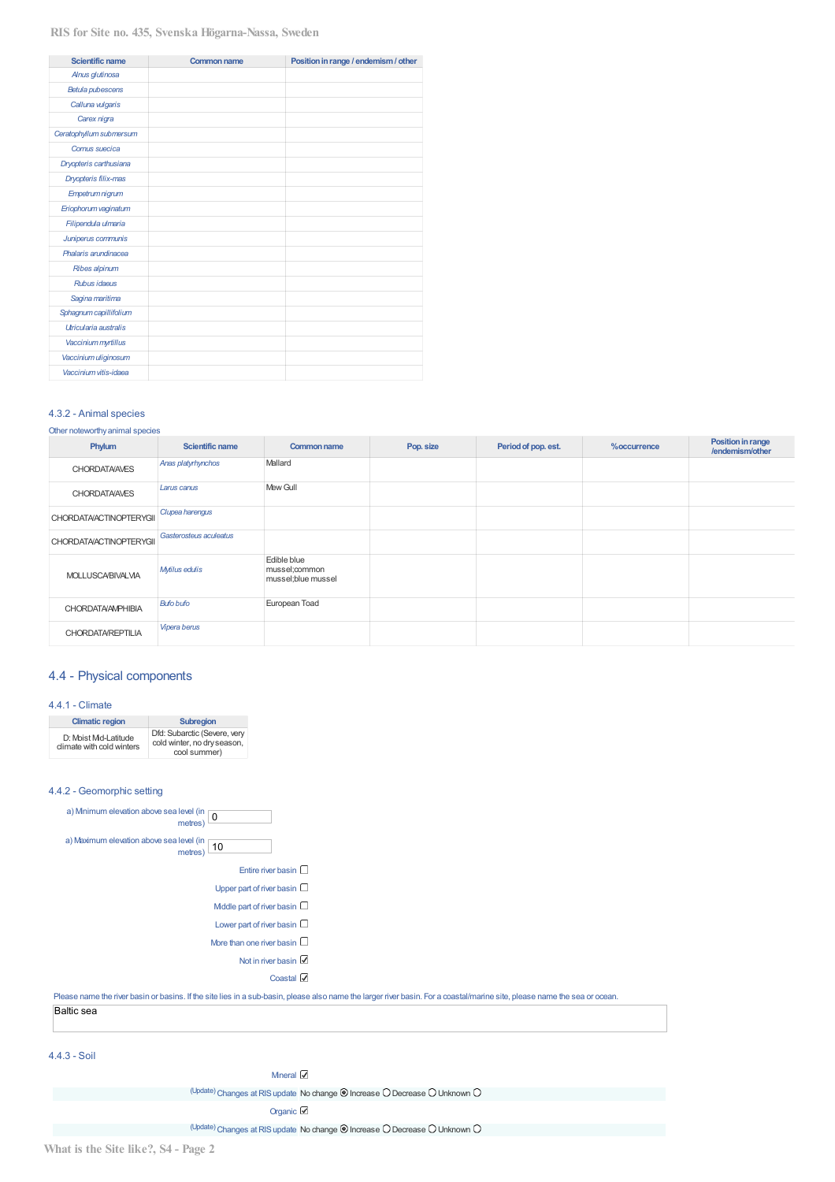| Scientific name | Common name | Position in range / endemism / other |
| --- | --- | --- |
| *Alnus glutinosa* | | |
| *Betula pubescens* | | |
| *Calluna vulgaris* | | |
| *Carex nigra* | | |
| *Ceratophyllum submersum* | | |
| *Cornus suecica* | | |
| *Dryopteris carthusiana* | | |
| *Dryopteris filix-mas* | | |
| *Empetrum nigrum* | | |
| *Eriophorum vaginatum* | | |
| *Filipendula ulmaria* | | |
| *Juniperus communis* | | |
| *Phalaris arundinacea* | | |
| *Ribes alpinum* | | |
| *Rubus idaeus* | | |
| *Sagina maritima* | | |
| *Sphagnum capillifolium* | | |
| *Utricularia australis* | | |
| *Vaccinium myrtillus* | | |
| *Vaccinium uliginosum* | | |
| *Vaccinium vitis-idaea* | | |

#### 4.3.2 - Animal species

Other noteworthy animal species

| Phylum | Scientific name | Common name | Pop. size | Period of pop. est. | %occurrence | Position in range /endemism/other |
| --- | --- | --- | --- | --- | --- | --- |
| CHORDATA/AVES | *Anas platyrhynchos* | Mallard | | | | |
| CHORDATA/AVES | *Larus canus* | Mew Gull | | | | |
| CHORDATA/ACTINOPTERYGII | *Clupea harengus* | | | | | |
| CHORDATA/ACTINOPTERYGII | *Gasterosteus aculeatus* | | | | | |
| MOLLUSCA/BIVALVIA | *Mytilus edulis* | Edible blue mussel;common mussel;blue mussel | | | | |
| CHORDATA/AMPHIBIA | *Bufo bufo* | European Toad | | | | |
| CHORDATA/REPTILIA | *Vipera berus* | | | | | |

### 4.4 - Physical components

#### 4.4.1 - Climate

| Climatic region | Subregion |
| --- | --- |
| D: Moist Mid-Latitude climate with cold winters | Dfd: Subarctic (Severe, very cold winter, no dry season, cool summer) |

#### 4.4.2 - Geomorphic setting

a) Minimum elevation above sea level (in metres): 0

a) Maximum elevation above sea level (in metres): 10

Entire river basin ☐

Upper part of river basin ☐

Middle part of river basin ☐

Lower part of river basin ☐

More than one river basin ☐

Not in river basin ☑

Coastal ☑

Please name the river basin or basins. If the site lies in a sub-basin, please also name the larger river basin. For a coastal/marine site, please name the sea or ocean.

Baltic sea

#### 4.4.3 - Soil

Mineral ☑

(Update) Changes at RIS update: No change ◉ Increase ○ Decrease ○ Unknown ○

Organic ☑

(Update) Changes at RIS update: No change ◉ Increase ○ Decrease ○ Unknown ○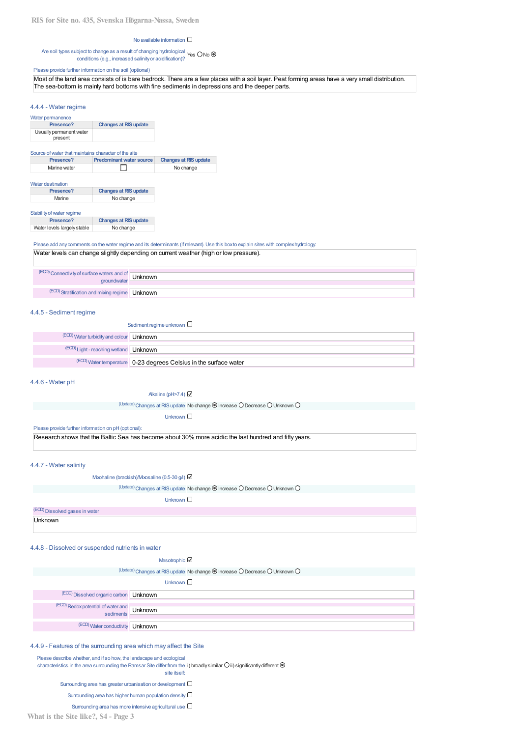No available information ☐

Are soil types subject to change as a result of changing hydrological conditions (e.g., increased salinity or acidification)? Yes ○ No ⦿

Please provide further information on the soil (optional)

Most of the land area consists of is bare bedrock. There are a few places with a soil layer. Peat forming areas have a very small distribution. The sea-bottom is mainly hard bottoms with fine sediments in depressions and the deeper parts.

### 4.4.4 - Water regime

Water permanence

| Presence? | Changes at RIS update |
|---|---|
| Usually permanent water present | |

Source of water that maintains character of the site

| Presence? | Predominant water source | Changes at RIS update |
|---|---|---|
| Marine water | ☐ | No change |

Water destination

| Presence? | Changes at RIS update |
|---|---|
| Marine | No change |

Stability of water regime

| Presence? | Changes at RIS update |
|---|---|
| Water levels largely stable | No change |

Please add any comments on the water regime and its determinants (if relevant). Use this box to explain sites with complex hydrology:

Water levels can change slightly depending on current weather (high or low pressure).

(ECD) Connectivity of surface waters and of groundwater: Unknown

(ECD) Stratification and mixing regime: Unknown

### 4.4.5 - Sediment regime

Sediment regime unknown ☐

(ECD) Water turbidity and colour: Unknown

(ECD) Light - reaching wetland: Unknown

(ECD) Water temperature: 0-23 degrees Celsius in the surface water

### 4.4.6 - Water pH

Alkaline (pH>7.4) ☑

(Update) Changes at RIS update: No change ⦿ Increase ○ Decrease ○ Unknown ○

Unknown ☐

Please provide further information on pH (optional):

Research shows that the Baltic Sea has become about 30% more acidic the last hundred and fifty years.

### 4.4.7 - Water salinity

Mixohaline (brackish)/Mixosaline (0.5-30 g/l) ☑

(Update) Changes at RIS update: No change ⦿ Increase ○ Decrease ○ Unknown ○

Unknown ☐

(ECD) Dissolved gases in water

Unknown

### 4.4.8 - Dissolved or suspended nutrients in water

Mesotrophic ☑

(Update) Changes at RIS update: No change ⦿ Increase ○ Decrease ○ Unknown ○

Unknown ☐

(ECD) Dissolved organic carbon: Unknown

(ECD) Redox potential of water and sediments: Unknown

(ECD) Water conductivity: Unknown

### 4.4.9 - Features of the surrounding area which may affect the Site

Please describe whether, and if so how, the landscape and ecological characteristics in the area surrounding the Ramsar Site differ from the site itself: i) broadly similar ○ ii) significantly different ⦿

Surrounding area has greater urbanisation or development ☐

Surrounding area has higher human population density ☐

Surrounding area has more intensive agricultural use ☐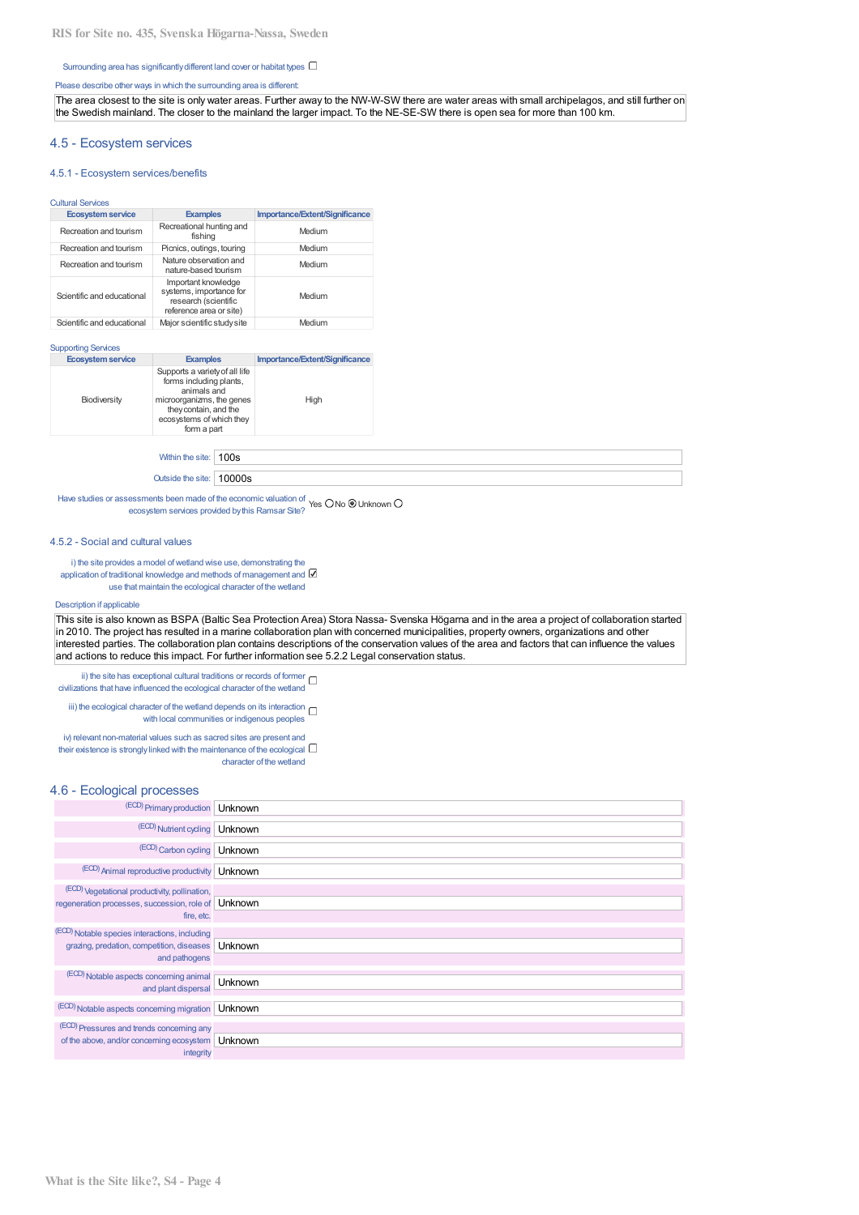Surrounding area has significantly different land cover or habitat types ☐

Please describe other ways in which the surrounding area is different:

The area closest to the site is only water areas. Further away to the NW-W-SW there are water areas with small archipelagos, and still further on the Swedish mainland. The closer to the mainland the larger impact. To the NE-SE-SW there is open sea for more than 100 km.

## 4.5 - Ecosystem services

### 4.5.1 - Ecosystem services/benefits

Cultural Services

| Ecosystem service | Examples | Importance/Extent/Significance |
|---|---|---|
| Recreation and tourism | Recreational hunting and fishing | Medium |
| Recreation and tourism | Picnics, outings, touring | Medium |
| Recreation and tourism | Nature observation and nature-based tourism | Medium |
| Scientific and educational | Important knowledge systems, importance for research (scientific reference area or site) | Medium |
| Scientific and educational | Major scientific study site | Medium |

Supporting Services

| Ecosystem service | Examples | Importance/Extent/Significance |
|---|---|---|
| Biodiversity | Supports a variety of all life forms including plants, animals and microorganizms, the genes they contain, and the ecosystems of which they form a part | High |

Within the site: 100s

Outside the site: 10000s

Have studies or assessments been made of the economic valuation of ecosystem services provided by this Ramsar Site? Yes ○ No ◉ Unknown ○

### 4.5.2 - Social and cultural values

i) the site provides a model of wetland wise use, demonstrating the application of traditional knowledge and methods of management and use that maintain the ecological character of the wetland ☑

Description if applicable

This site is also known as BSPA (Baltic Sea Protection Area) Stora Nassa- Svenska Högarna and in the area a project of collaboration started in 2010. The project has resulted in a marine collaboration plan with concerned municipalities, property owners, organizations and other interested parties. The collaboration plan contains descriptions of the conservation values of the area and factors that can influence the values and actions to reduce this impact. For further information see 5.2.2 Legal conservation status.

ii) the site has exceptional cultural traditions or records of former civilizations that have influenced the ecological character of the wetland ☐

iii) the ecological character of the wetland depends on its interaction with local communities or indigenous peoples ☐

iv) relevant non-material values such as sacred sites are present and their existence is strongly linked with the maintenance of the ecological character of the wetland ☐

## 4.6 - Ecological processes

| | |
|---|---|
| (ECD) Primary production | Unknown |
| (ECD) Nutrient cycling | Unknown |
| (ECD) Carbon cycling | Unknown |
| (ECD) Animal reproductive productivity | Unknown |
| (ECD) Vegetational productivity, pollination, regeneration processes, succession, role of fire, etc. | Unknown |
| (ECD) Notable species interactions, including grazing, predation, competition, diseases and pathogens | Unknown |
| (ECD) Notable aspects concerning animal and plant dispersal | Unknown |
| (ECD) Notable aspects concerning migration | Unknown |
| (ECD) Pressures and trends concerning any of the above, and/or concerning ecosystem integrity | Unknown |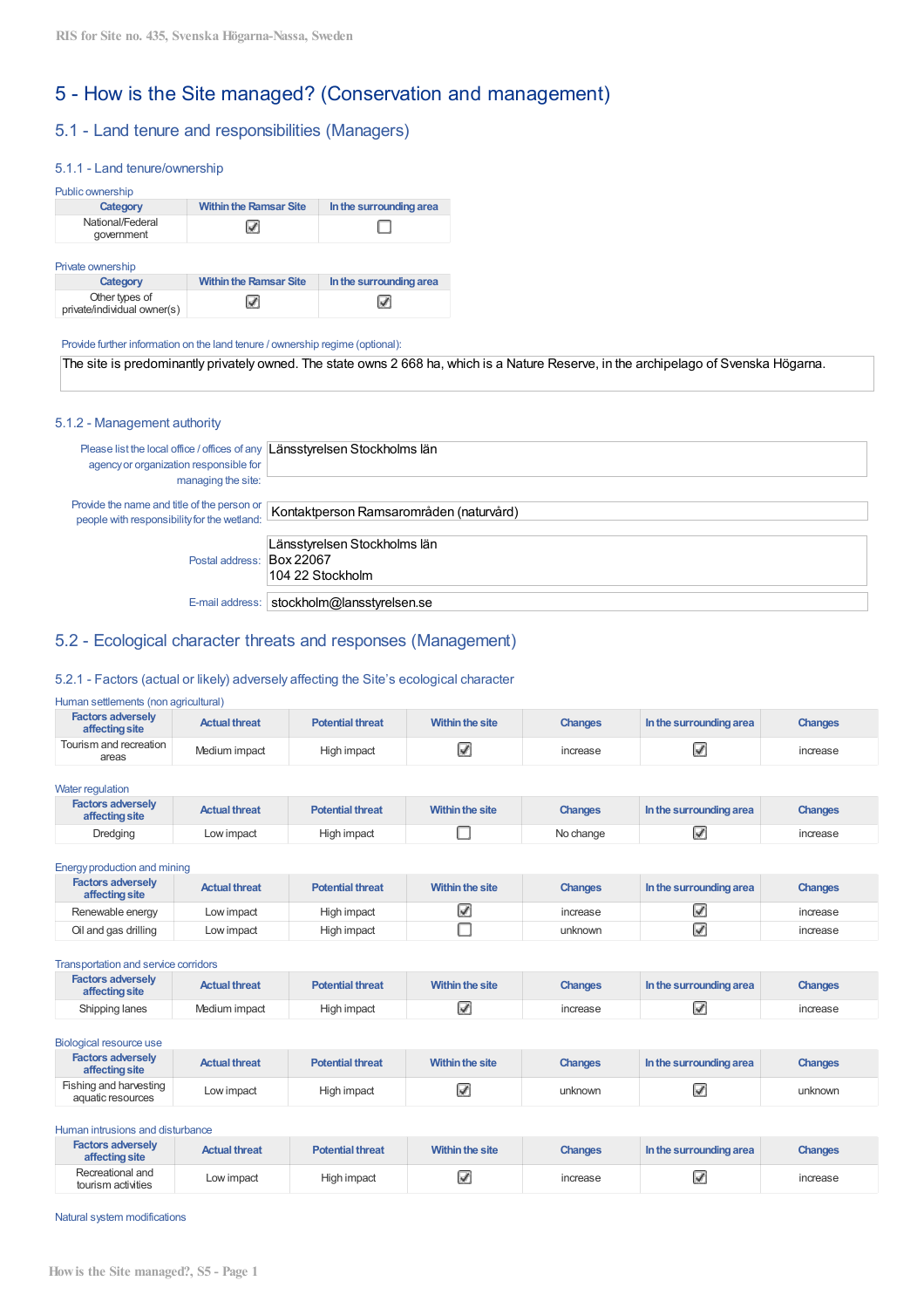# 5 - How is the Site managed? (Conservation and management)

## 5.1 - Land tenure and responsibilities (Managers)

### 5.1.1 - Land tenure/ownership

Public ownership

| Category | Within the Ramsar Site | In the surrounding area |
|---|---|---|
| National/Federal government | ☑ | ☐ |

Private ownership

| Category | Within the Ramsar Site | In the surrounding area |
|---|---|---|
| Other types of private/individual owner(s) | ☑ | ☑ |

Provide further information on the land tenure / ownership regime (optional):

The site is predominantly privately owned. The state owns 2 668 ha, which is a Nature Reserve, in the archipelago of Svenska Högarna.

### 5.1.2 - Management authority

Please list the local office / offices of any agency or organization responsible for managing the site: Länsstyrelsen Stockholms län

Provide the name and title of the person or people with responsibility for the wetland: Kontaktperson Ramsarområden (naturvård)

Postal address: Länsstyrelsen Stockholms län
Box 22067
104 22 Stockholm

E-mail address: stockholm@lansstyrelsen.se

## 5.2 - Ecological character threats and responses (Management)

### 5.2.1 - Factors (actual or likely) adversely affecting the Site's ecological character

Human settlements (non agricultural)

| Factors adversely affecting site | Actual threat | Potential threat | Within the site | Changes | In the surrounding area | Changes |
|---|---|---|---|---|---|---|
| Tourism and recreation areas | Medium impact | High impact | ☑ | increase | ☑ | increase |

Water regulation

| Factors adversely affecting site | Actual threat | Potential threat | Within the site | Changes | In the surrounding area | Changes |
|---|---|---|---|---|---|---|
| Dredging | Low impact | High impact | ☐ | No change | ☑ | increase |

Energy production and mining

| Factors adversely affecting site | Actual threat | Potential threat | Within the site | Changes | In the surrounding area | Changes |
|---|---|---|---|---|---|---|
| Renewable energy | Low impact | High impact | ☑ | increase | ☑ | increase |
| Oil and gas drilling | Low impact | High impact | ☐ | unknown | ☑ | increase |

Transportation and service corridors

| Factors adversely affecting site | Actual threat | Potential threat | Within the site | Changes | In the surrounding area | Changes |
|---|---|---|---|---|---|---|
| Shipping lanes | Medium impact | High impact | ☑ | increase | ☑ | increase |

Biological resource use

| Factors adversely affecting site | Actual threat | Potential threat | Within the site | Changes | In the surrounding area | Changes |
|---|---|---|---|---|---|---|
| Fishing and harvesting aquatic resources | Low impact | High impact | ☑ | unknown | ☑ | unknown |

Human intrusions and disturbance

| Factors adversely affecting site | Actual threat | Potential threat | Within the site | Changes | In the surrounding area | Changes |
|---|---|---|---|---|---|---|
| Recreational and tourism activities | Low impact | High impact | ☑ | increase | ☑ | increase |

Natural system modifications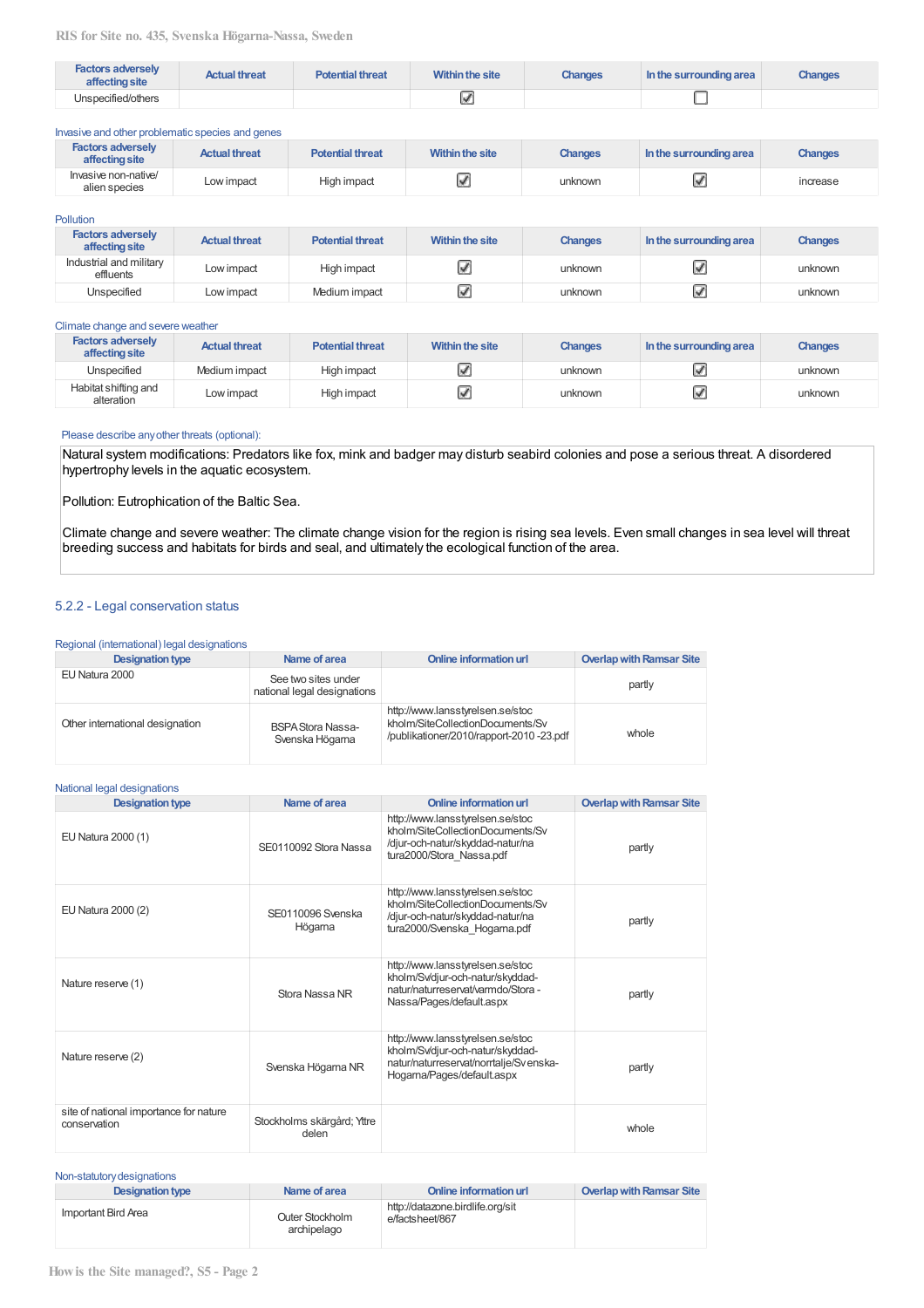| Factors adversely affecting site | Actual threat | Potential threat | Within the site | Changes | In the surrounding area | Changes |
|---|---|---|---|---|---|---|
| Unspecified/others | | | ☑ | | ☐ | |

Invasive and other problematic species and genes

| Factors adversely affecting site | Actual threat | Potential threat | Within the site | Changes | In the surrounding area | Changes |
|---|---|---|---|---|---|---|
| Invasive non-native/ alien species | Low impact | High impact | ☑ | unknown | ☑ | increase |

Pollution

| Factors adversely affecting site | Actual threat | Potential threat | Within the site | Changes | In the surrounding area | Changes |
|---|---|---|---|---|---|---|
| Industrial and military effluents | Low impact | High impact | ☑ | unknown | ☑ | unknown |
| Unspecified | Low impact | Medium impact | ☑ | unknown | ☑ | unknown |

Climate change and severe weather

| Factors adversely affecting site | Actual threat | Potential threat | Within the site | Changes | In the surrounding area | Changes |
|---|---|---|---|---|---|---|
| Unspecified | Medium impact | High impact | ☑ | unknown | ☑ | unknown |
| Habitat shifting and alteration | Low impact | High impact | ☑ | unknown | ☑ | unknown |

Please describe any other threats (optional):

Natural system modifications: Predators like fox, mink and badger may disturb seabird colonies and pose a serious threat. A disordered hypertrophy levels in the aquatic ecosystem.

Pollution: Eutrophication of the Baltic Sea.

Climate change and severe weather: The climate change vision for the region is rising sea levels. Even small changes in sea level will threat breeding success and habitats for birds and seal, and ultimately the ecological function of the area.

## 5.2.2 - Legal conservation status

Regional (international) legal designations

| Designation type | Name of area | Online information url | Overlap with Ramsar Site |
|---|---|---|---|
| EU Natura 2000 | See two sites under national legal designations | | partly |
| Other international designation | BSPA Stora Nassa-Svenska Högarna | http://www.lansstyrelsen.se/stockholm/SiteCollectionDocuments/Sv/publikationer/2010/rapport-2010 -23.pdf | whole |

National legal designations

| Designation type | Name of area | Online information url | Overlap with Ramsar Site |
|---|---|---|---|
| EU Natura 2000 (1) | SE0110092 Stora Nassa | http://www.lansstyrelsen.se/stockholm/SiteCollectionDocuments/Sv/djur-och-natur/skyddad-natur/natura2000/Stora_Nassa.pdf | partly |
| EU Natura 2000 (2) | SE0110096 Svenska Högarna | http://www.lansstyrelsen.se/stockholm/SiteCollectionDocuments/Sv/djur-och-natur/skyddad-natur/natura2000/Svenska_Hogarna.pdf | partly |
| Nature reserve (1) | Stora Nassa NR | http://www.lansstyrelsen.se/stockholm/Sv/djur-och-natur/skyddad-natur/naturreservat/varmdo/Stora-Nassa/Pages/default.aspx | partly |
| Nature reserve (2) | Svenska Högarna NR | http://www.lansstyrelsen.se/stockholm/Sv/djur-och-natur/skyddad-natur/naturreservat/norrtalje/Svenska-Hogarna/Pages/default.aspx | partly |
| site of national importance for nature conservation | Stockholms skärgård; Yttre delen | | whole |

Non-statutory designations

| Designation type | Name of area | Online information url | Overlap with Ramsar Site |
|---|---|---|---|
| Important Bird Area | Outer Stockholm archipelago | http://datazone.birdlife.org/site/factsheet/867 | |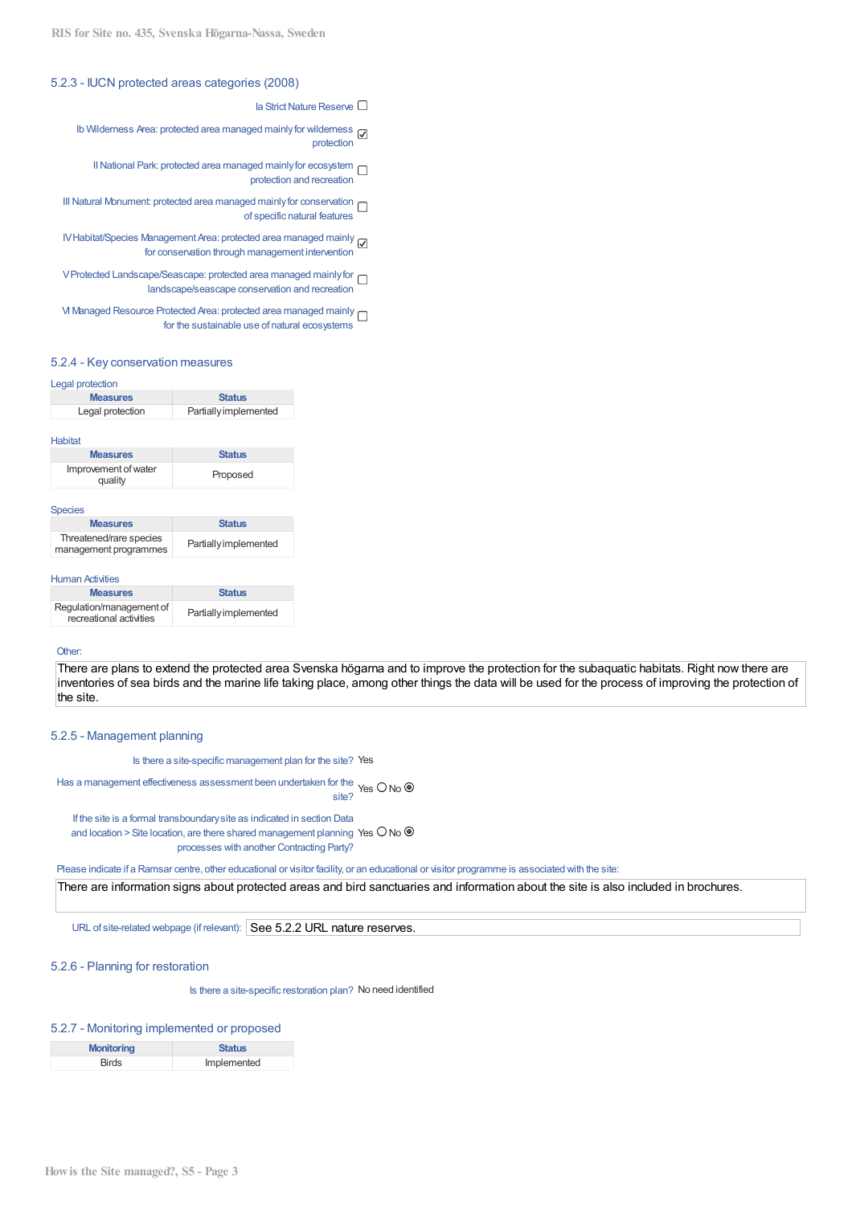### 5.2.3 - IUCN protected areas categories (2008)

- Ia Strict Nature Reserve ☐
- Ib Wilderness Area: protected area managed mainly for wilderness protection ☑
- II National Park: protected area managed mainly for ecosystem protection and recreation ☐
- III Natural Monument: protected area managed mainly for conservation of specific natural features ☐
- IV Habitat/Species Management Area: protected area managed mainly for conservation through management intervention ☑
- V Protected Landscape/Seascape: protected area managed mainly for landscape/seascape conservation and recreation ☐
- VI Managed Resource Protected Area: protected area managed mainly for the sustainable use of natural ecosystems ☐

### 5.2.4 - Key conservation measures

Legal protection

| Measures | Status |
|---|---|
| Legal protection | Partially implemented |

Habitat

| Measures | Status |
|---|---|
| Improvement of water quality | Proposed |

Species

| Measures | Status |
|---|---|
| Threatened/rare species management programmes | Partially implemented |

Human Activities

| Measures | Status |
|---|---|
| Regulation/management of recreational activities | Partially implemented |

Other:

There are plans to extend the protected area Svenska högarna and to improve the protection for the subaquatic habitats. Right now there are inventories of sea birds and the marine life taking place, among other things the data will be used for the process of improving the protection of the site.

### 5.2.5 - Management planning

Is there a site-specific management plan for the site? Yes

Has a management effectiveness assessment been undertaken for the site? Yes ○ No ◉

If the site is a formal transboundary site as indicated in section Data and location > Site location, are there shared management planning processes with another Contracting Party? Yes ○ No ◉

Please indicate if a Ramsar centre, other educational or visitor facility, or an educational or visitor programme is associated with the site:

There are information signs about protected areas and bird sanctuaries and information about the site is also included in brochures.

URL of site-related webpage (if relevant): See 5.2.2 URL nature reserves.

### 5.2.6 - Planning for restoration

Is there a site-specific restoration plan? No need identified

### 5.2.7 - Monitoring implemented or proposed

| Monitoring | Status |
|---|---|
| Birds | Implemented |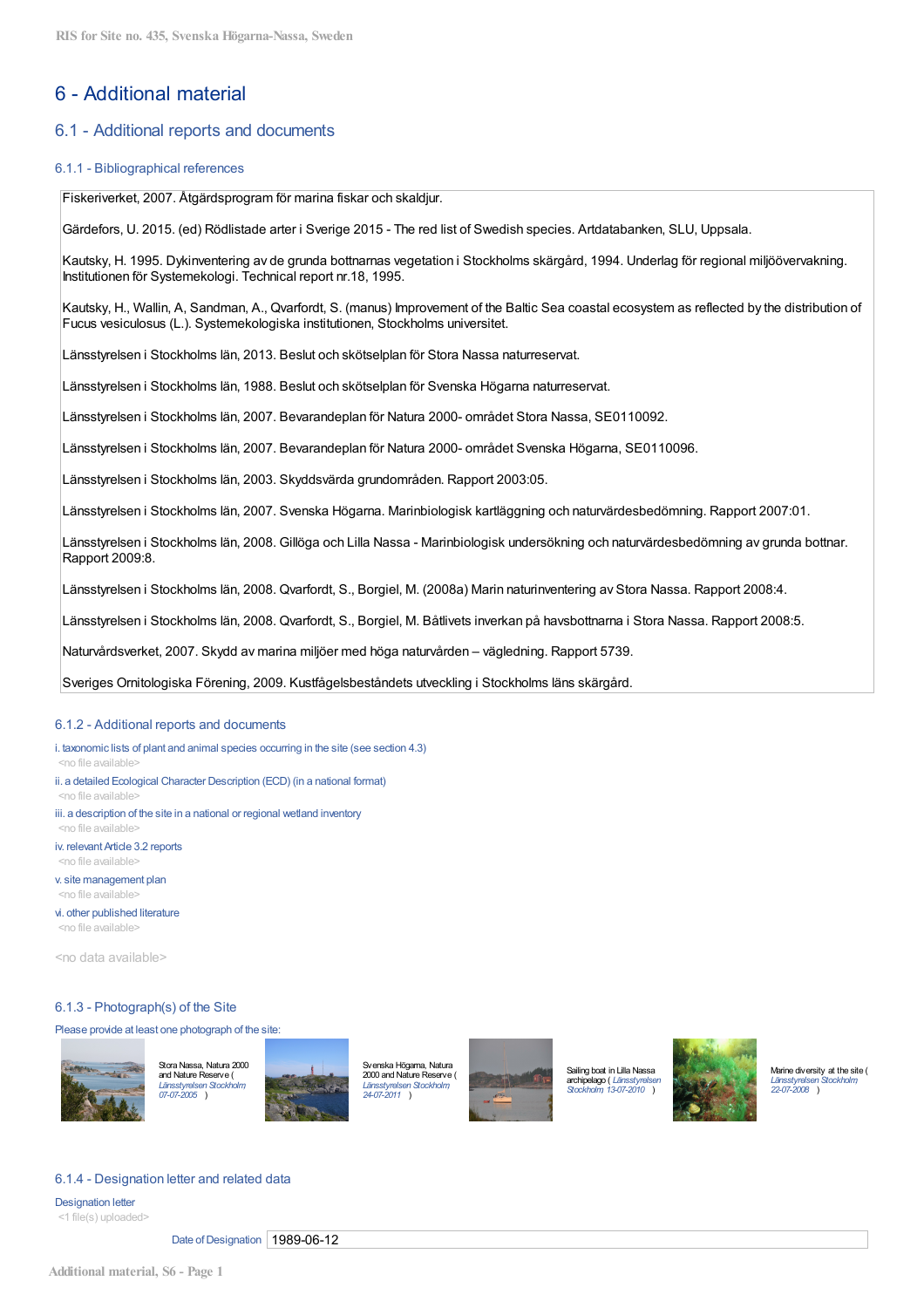# 6 - Additional material

## 6.1 - Additional reports and documents

### 6.1.1 - Bibliographical references

Fiskeriverket, 2007. Åtgärdsprogram för marina fiskar och skaldjur.

Gärdefors, U. 2015. (ed) Rödlistade arter i Sverige 2015 - The red list of Swedish species. Artdatabanken, SLU, Uppsala.

Kautsky, H. 1995. Dykinventering av de grunda bottnarnas vegetation i Stockholms skärgård, 1994. Underlag för regional miljöövervakning. Institutionen för Systemekologi. Technical report nr.18, 1995.

Kautsky, H., Wallin, A, Sandman, A., Qvarfordt, S. (manus) Improvement of the Baltic Sea coastal ecosystem as reflected by the distribution of Fucus vesiculosus (L.). Systemekologiska institutionen, Stockholms universitet.

Länsstyrelsen i Stockholms län, 2013. Beslut och skötselplan för Stora Nassa naturreservat.

Länsstyrelsen i Stockholms län, 1988. Beslut och skötselplan för Svenska Högarna naturreservat.

Länsstyrelsen i Stockholms län, 2007. Bevarandeplan för Natura 2000- området Stora Nassa, SE0110092.

Länsstyrelsen i Stockholms län, 2007. Bevarandeplan för Natura 2000- området Svenska Högarna, SE0110096.

Länsstyrelsen i Stockholms län, 2003. Skyddsvärda grundområden. Rapport 2003:05.

Länsstyrelsen i Stockholms län, 2007. Svenska Högarna. Marinbiologisk kartläggning och naturvärdesbedömning. Rapport 2007:01.

Länsstyrelsen i Stockholms län, 2008. Gillöga och Lilla Nassa - Marinbiologisk undersökning och naturvärdesbedömning av grunda bottnar. Rapport 2009:8.

Länsstyrelsen i Stockholms län, 2008. Qvarfordt, S., Borgiel, M. (2008a) Marin naturinventering av Stora Nassa. Rapport 2008:4.

Länsstyrelsen i Stockholms län, 2008. Qvarfordt, S., Borgiel, M. Båtlivets inverkan på havsbottnarna i Stora Nassa. Rapport 2008:5.

Naturvårdsverket, 2007. Skydd av marina miljöer med höga naturvården – vägledning. Rapport 5739.

Sveriges Ornitologiska Förening, 2009. Kustfågelsbeståndets utveckling i Stockholms läns skärgård.

### 6.1.2 - Additional reports and documents

i. taxonomic lists of plant and animal species occurring in the site (see section 4.3)
<no file available>

ii. a detailed Ecological Character Description (ECD) (in a national format)
<no file available>

iii. a description of the site in a national or regional wetland inventory
<no file available>

iv. relevant Article 3.2 reports
<no file available>

v. site management plan
<no file available>

vi. other published literature
<no file available>

<no data available>

### 6.1.3 - Photograph(s) of the Site

Please provide at least one photograph of the site:

Stora Nassa, Natura 2000 and Nature Reserve ( *Länsstyrelsen Stockholm 07-07-2005* )

Svenska Högarna, Natura 2000 and Nature Reserve ( *Länsstyrelsen Stockholm 24-07-2011* )

Sailing boat in Lilla Nassa archipelago ( *Länsstyrelsen Stockholm 13-07-2010* )

Marine diversity at the site ( *Länsstyrelsen Stockholm 22-07-2008* )

### 6.1.4 - Designation letter and related data

Designation letter
<1 file(s) uploaded>

Date of Designation: 1989-06-12